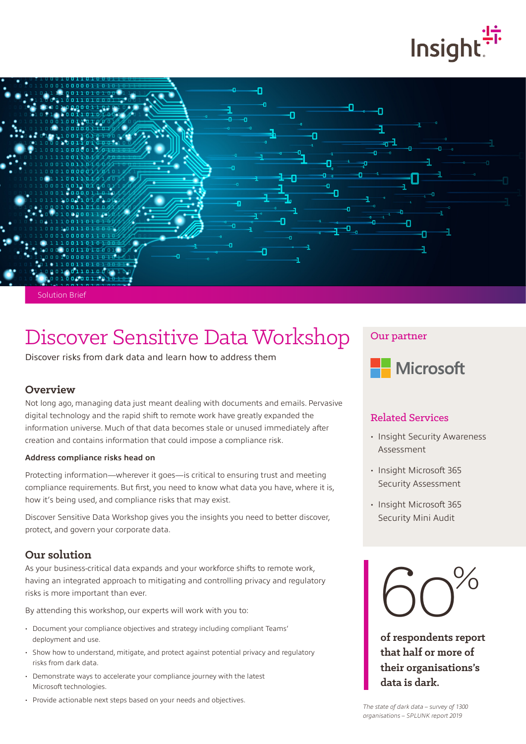Insight

Solution Brief

# Discover Sensitive Data Workshop

Discover risks from dark data and learn how to address them

## Overview

Not long ago, managing data just meant dealing with documents and emails. Pervasive digital technology and the rapid shift to remote work have greatly expanded the information universe. Much of that data becomes stale or unused immediately after creation and contains information that could impose a compliance risk.

### Address compliance risks head on

Protecting information—wherever it goes—is critical to ensuring trust and meeting compliance requirements. But first, you need to know what data you have, where it is, how it's being used, and compliance risks that may exist.

Discover Sensitive Data Workshop gives you the insights you need to better discover, protect, and govern your corporate data.

## Our solution

As your business-critical data expands and your workforce shifts to remote work, having an integrated approach to mitigating and controlling privacy and regulatory risks is more important than ever.

By attending this workshop, our experts will work with you to:

- Document your compliance objectives and strategy including compliant Teams' deployment and use.
- Show how to understand, mitigate, and protect against potential privacy and regulatory risks from dark data.
- Demonstrate ways to accelerate your compliance journey with the latest Microsoft technologies.
- Provide actionable next steps based on your needs and objectives.

## Our partner

Microsoft

## Related Services

- Insight Security Awareness Assessment
- Insight Microsoft 365 Security Assessment
- Insight Microsoft 365 Security Mini Audit

**60%**

**of respondents report that half or more of their organisations's data is dark.**

*The state of dark data – survey of 1300 organisations – SPLUNK report 2019*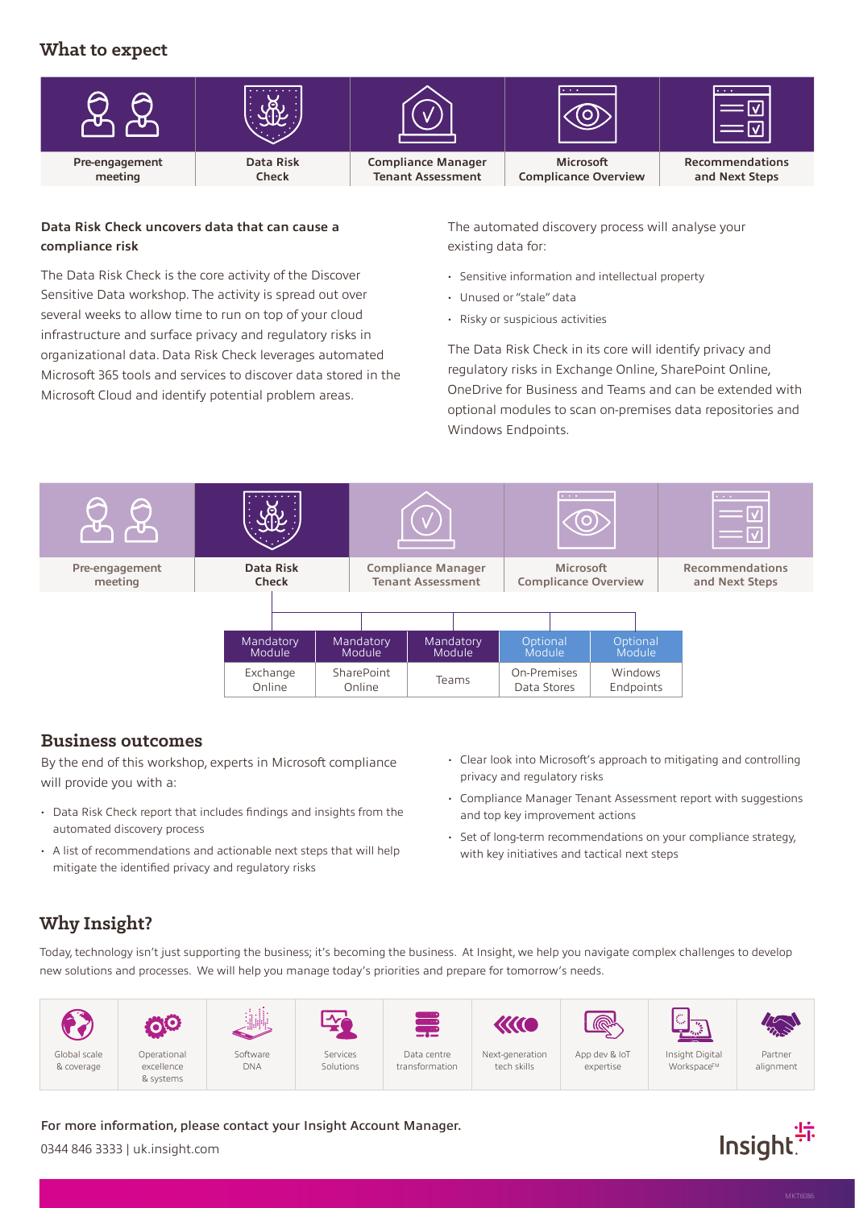## What to expect

Pre-engagement meeting | Data Risk Check | Compliance Manager Tenant Assessment | Microsoft Complicance Overview | Recommendations and Next Steps

### Data Risk Check uncovers data that can cause a compliance risk

The Data Risk Check is the core activity of the Discover Sensitive Data workshop. The activity is spread out over several weeks to allow time to run on top of your cloud infrastructure and surface privacy and regulatory risks in organizational data. Data Risk Check leverages automated Microsoft 365 tools and services to discover data stored in the Microsoft Cloud and identify potential problem areas.

The automated discovery process will analyse your existing data for:

- Sensitive information and intellectual property
- Unused or "stale" data
- Risky or suspicious activities

The Data Risk Check in its core will identify privacy and regulatory risks in Exchange Online, SharePoint Online, OneDrive for Business and Teams and can be extended with optional modules to scan on-premises data repositories and Windows Endpoints.

Pre-engagement meeting | Data Risk Check | Compliance Manager Tenant Assessment | Microsoft Complicance Overview | Recommendations and Next Steps

| Mandatory Module | Mandatory Module | Mandatory Module | Optional Module | Optional Module |
|---|---|---|---|---|
| Exchange Online | SharePoint Online | Teams | On-Premises Data Stores | Windows Endpoints |

## Business outcomes

By the end of this workshop, experts in Microsoft compliance will provide you with a:

- Data Risk Check report that includes findings and insights from the automated discovery process
- A list of recommendations and actionable next steps that will help mitigate the identified privacy and regulatory risks
- Clear look into Microsoft's approach to mitigating and controlling privacy and regulatory risks
- Compliance Manager Tenant Assessment report with suggestions and top key improvement actions
- Set of long-term recommendations on your compliance strategy, with key initiatives and tactical next steps

## Why Insight?

Today, technology isn't just supporting the business; it's becoming the business. At Insight, we help you navigate complex challenges to develop new solutions and processes. We will help you manage today's priorities and prepare for tomorrow's needs.

Global scale & coverage | Operational excellence & systems | Software DNA | Services Solutions | Data centre transformation | Next-generation tech skills | App dev & IoT expertise | Insight Digital Workspace™ | Partner alignment

**For more information, please contact your Insight Account Manager.**

0344 846 3333 | uk.insight.com

MKT6086